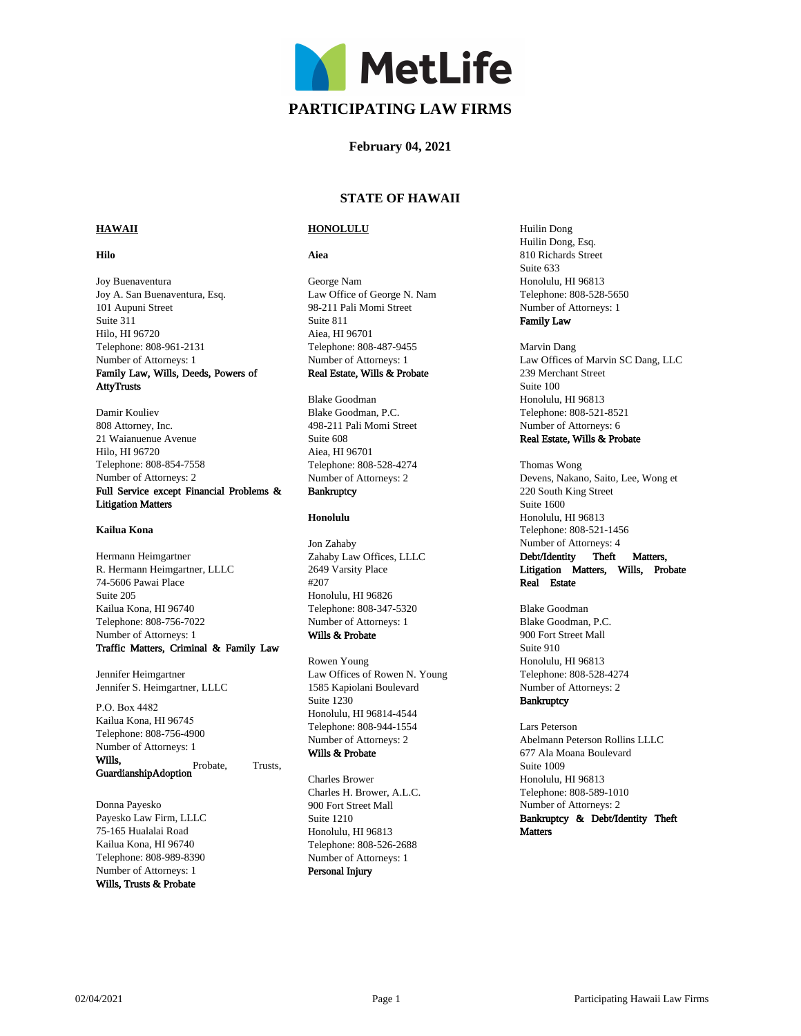# PARTICIPATING LAW FIRMS

**February 04, 2021**

## STATE OF HAWAII

### HAWAII

#### Hilo

Joy Buenaventura
Joy A. San Buenaventura, Esq.
101 Aupuni Street
Suite 311
Hilo, HI 96720
Telephone: 808-961-2131
Number of Attorneys: 1
**Family Law, Wills, Deeds, Powers of AttyTrusts**

Damir Kouliev
808 Attorney, Inc.
21 Waianuenue Avenue
Hilo, HI 96720
Telephone: 808-854-7558
Number of Attorneys: 2
**Full Service except Financial Problems & Litigation Matters**

#### Kailua Kona

Hermann Heimgartner
R. Hermann Heimgartner, LLLC
74-5606 Pawai Place
Suite 205
Kailua Kona, HI 96740
Telephone: 808-756-7022
Number of Attorneys: 1
**Traffic Matters, Criminal & Family Law**

Jennifer Heimgartner
Jennifer S. Heimgartner, LLLC
P.O. Box 4482
Kailua Kona, HI 96745
Telephone: 808-756-4900
Number of Attorneys: 1
**Wills,** Probate, Trusts, **GuardianshipAdoption**

Donna Payesko
Payesko Law Firm, LLLC
75-165 Hualalai Road
Kailua Kona, HI 96740
Telephone: 808-989-8390
Number of Attorneys: 1
**Wills, Trusts & Probate**

### HONOLULU

#### Aiea

George Nam
Law Office of George N. Nam
98-211 Pali Momi Street
Suite 811
Aiea, HI 96701
Telephone: 808-487-9455
Number of Attorneys: 1
**Real Estate, Wills & Probate**

Blake Goodman
Blake Goodman, P.C.
498-211 Pali Momi Street
Suite 608
Aiea, HI 96701
Telephone: 808-528-4274
Number of Attorneys: 2
**Bankruptcy**

#### Honolulu

Jon Zahaby
Zahaby Law Offices, LLLC
2649 Varsity Place
#207
Honolulu, HI 96826
Telephone: 808-347-5320
Number of Attorneys: 1
**Wills & Probate**

Rowen Young
Law Offices of Rowen N. Young
1585 Kapiolani Boulevard
Suite 1230
Honolulu, HI 96814-4544
Telephone: 808-944-1554
Number of Attorneys: 2
**Wills & Probate**

Charles Brower
Charles H. Brower, A.L.C.
900 Fort Street Mall
Suite 1210
Honolulu, HI 96813
Telephone: 808-526-2688
Number of Attorneys: 1
**Personal Injury**

Huilin Dong
Huilin Dong, Esq.
810 Richards Street
Suite 633
Honolulu, HI 96813
Telephone: 808-528-5650
Number of Attorneys: 1
**Family Law**

Marvin Dang
Law Offices of Marvin SC Dang, LLC
239 Merchant Street
Suite 100
Honolulu, HI 96813
Telephone: 808-521-8521
Number of Attorneys: 6
**Real Estate, Wills & Probate**

Thomas Wong
Devens, Nakano, Saito, Lee, Wong et
220 South King Street
Suite 1600
Honolulu, HI 96813
Telephone: 808-521-1456
Number of Attorneys: 4
**Debt/Identity Theft Matters, Litigation Matters, Wills, Probate Real Estate**

Blake Goodman
Blake Goodman, P.C.
900 Fort Street Mall
Suite 910
Honolulu, HI 96813
Telephone: 808-528-4274
Number of Attorneys: 2
**Bankruptcy**

Lars Peterson
Abelmann Peterson Rollins LLLC
677 Ala Moana Boulevard
Suite 1009
Honolulu, HI 96813
Telephone: 808-589-1010
Number of Attorneys: 2
**Bankruptcy & Debt/Identity Theft Matters**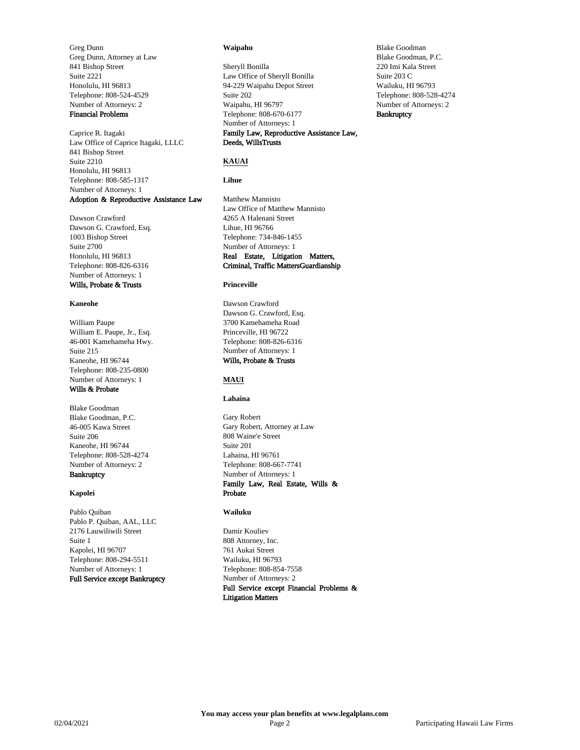Greg Dunn
Greg Dunn, Attorney at Law
841 Bishop Street
Suite 2221
Honolulu, HI 96813
Telephone: 808-524-4529
Number of Attorneys: 2
Financial Problems

Caprice R. Itagaki
Law Office of Caprice Itagaki, LLLC
841 Bishop Street
Suite 2210
Honolulu, HI 96813
Telephone: 808-585-1317
Number of Attorneys: 1
Adoption & Reproductive Assistance Law

Dawson Crawford
Dawson G. Crawford, Esq.
1003 Bishop Street
Suite 2700
Honolulu, HI 96813
Telephone: 808-826-6316
Number of Attorneys: 1
Wills, Probate & Trusts

**Kaneohe**

William Paupe
William E. Paupe, Jr., Esq.
46-001 Kamehameha Hwy.
Suite 215
Kaneohe, HI 96744
Telephone: 808-235-0800
Number of Attorneys: 1
Wills & Probate

Blake Goodman
Blake Goodman, P.C.
46-005 Kawa Street
Suite 206
Kaneohe, HI 96744
Telephone: 808-528-4274
Number of Attorneys: 2
Bankruptcy

**Kapolei**

Pablo Quiban
Pablo P. Quiban, AAL, LLC
2176 Lauwiliwili Street
Suite 1
Kapolei, HI 96707
Telephone: 808-294-5511
Number of Attorneys: 1
Full Service except Bankruptcy

**Waipahu**

Sheryll Bonilla
Law Office of Sheryll Bonilla
94-229 Waipahu Depot Street
Suite 202
Waipahu, HI 96797
Telephone: 808-670-6177
Number of Attorneys: 1
Family Law, Reproductive Assistance Law, Deeds, WillsTrusts

## KAUAI

**Lihue**

Matthew Mannisto
Law Office of Matthew Mannisto
4265 A Halenani Street
Lihue, HI 96766
Telephone: 734-846-1455
Number of Attorneys: 1
Real Estate, Litigation Matters, Criminal, Traffic MattersGuardianship

**Princeville**

Dawson Crawford
Dawson G. Crawford, Esq.
3700 Kamehameha Road
Princeville, HI 96722
Telephone: 808-826-6316
Number of Attorneys: 1
Wills, Probate & Trusts

## MAUI

**Lahaina**

Gary Robert
Gary Robert, Attorney at Law
808 Waine'e Street
Suite 201
Lahaina, HI 96761
Telephone: 808-667-7741
Number of Attorneys: 1
Family Law, Real Estate, Wills & Probate

**Wailuku**

Damir Kouliev
808 Attorney, Inc.
761 Aukai Street
Wailuku, HI 96793
Telephone: 808-854-7558
Number of Attorneys: 2
Full Service except Financial Problems & Litigation Matters

Blake Goodman
Blake Goodman, P.C.
220 Imi Kala Street
Suite 203 C
Wailuku, HI 96793
Telephone: 808-528-4274
Number of Attorneys: 2
Bankruptcy

**You may access your plan benefits at www.legalplans.com**